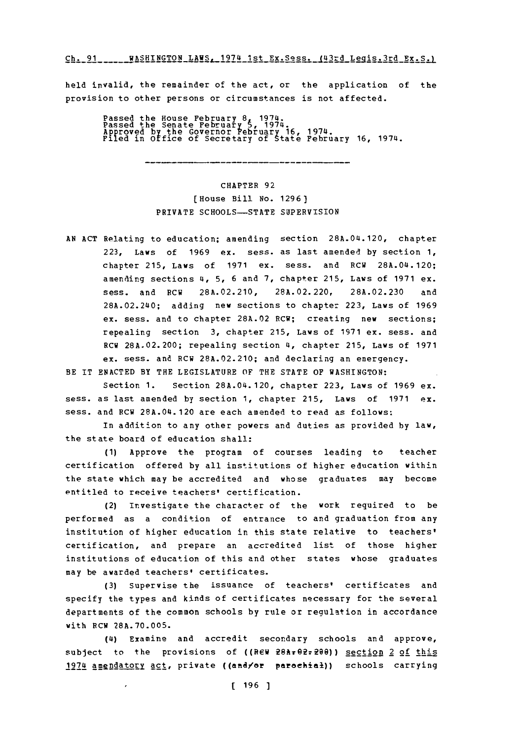held invalid, the remainder of the act, or the application of the provision to other persons or circumstances is not affected.

Passed the House February 8, 1974.
Passed the Senate February 5, 1974.
Approved by the Governor February 16, 1974.
Filed in Office of Secretary of State February 16, 1974.

---

CHAPTER 92

[House Bill No. 1296]

PRIVATE SCHOOLS—STATE SUPERVISION

AN ACT Relating to education; amending section 28A.04.120, chapter 223, Laws of 1969 ex. sess. as last amended by section 1, chapter 215, Laws of 1971 ex. sess. and RCW 28A.04.120; amending sections 4, 5, 6 and 7, chapter 215, Laws of 1971 ex. sess. and RCW 28A.02.210, 28A.02.220, 28A.02.230 and 28A.02.240; adding new sections to chapter 223, Laws of 1969 ex. sess. and to chapter 28A.02 RCW; creating new sections; repealing section 3, chapter 215, Laws of 1971 ex. sess. and RCW 28A.02.200; repealing section 4, chapter 215, Laws of 1971 ex. sess. and RCW 28A.02.210; and declaring an emergency.

BE IT ENACTED BY THE LEGISLATURE OF THE STATE OF WASHINGTON:

Section 1. Section 28A.04.120, chapter 223, Laws of 1969 ex. sess. as last amended by section 1, chapter 215, Laws of 1971 ex. sess. and RCW 28A.04.120 are each amended to read as follows:

In addition to any other powers and duties as provided by law, the state board of education shall:

(1) Approve the program of courses leading to teacher certification offered by all institutions of higher education within the state which may be accredited and whose graduates may become entitled to receive teachers' certification.

(2) Investigate the character of the work required to be performed as a condition of entrance to and graduation from any institution of higher education in this state relative to teachers' certification, and prepare an accredited list of those higher institutions of education of this and other states whose graduates may be awarded teachers' certificates.

(3) Supervise the issuance of teachers' certificates and specify the types and kinds of certificates necessary for the several departments of the common schools by rule or regulation in accordance with RCW 28A.70.005.

(4) Examine and accredit secondary schools and approve, subject to the provisions of ((RCW 28A.02.200)) section 2 of this 1974 amendatory act, private ((and/or parochial)) schools carrying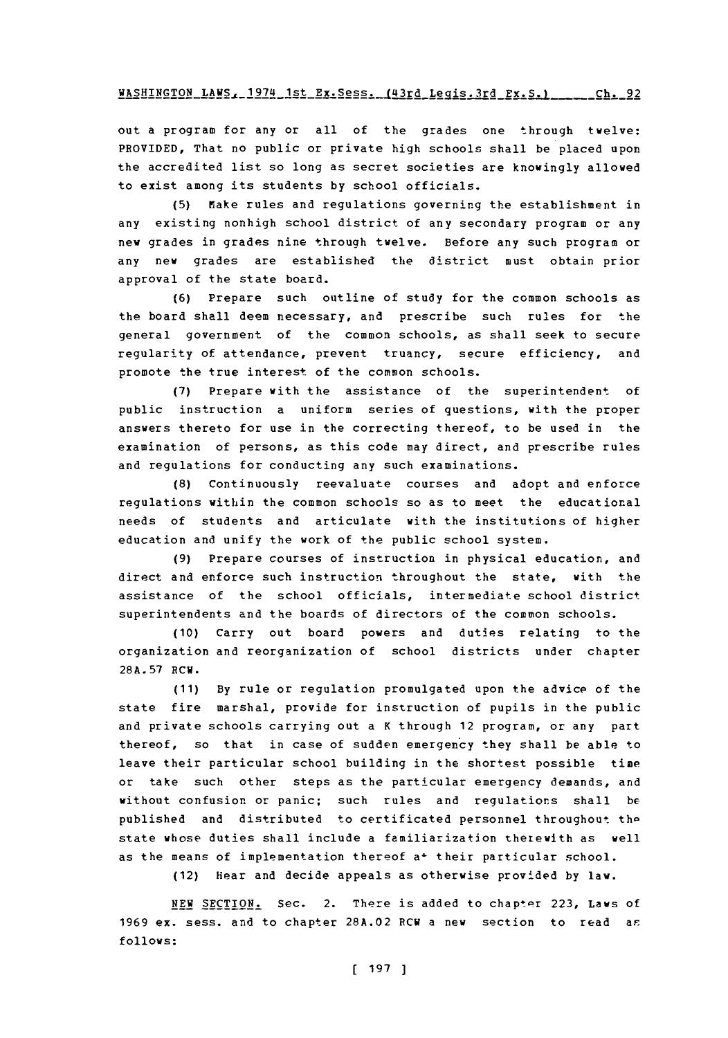out a program for any or all of the grades one through twelve: PROVIDED, That no public or private high schools shall be placed upon the accredited list so long as secret societies are knowingly allowed to exist among its students by school officials.

(5) Make rules and regulations governing the establishment in any existing nonhigh school district of any secondary program or any new grades in grades nine through twelve. Before any such program or any new grades are established the district must obtain prior approval of the state board.

(6) Prepare such outline of study for the common schools as the board shall deem necessary, and prescribe such rules for the general government of the common schools, as shall seek to secure regularity of attendance, prevent truancy, secure efficiency, and promote the true interest of the common schools.

(7) Prepare with the assistance of the superintendent of public instruction a uniform series of questions, with the proper answers thereto for use in the correcting thereof, to be used in the examination of persons, as this code may direct, and prescribe rules and regulations for conducting any such examinations.

(8) Continuously reevaluate courses and adopt and enforce regulations within the common schools so as to meet the educational needs of students and articulate with the institutions of higher education and unify the work of the public school system.

(9) Prepare courses of instruction in physical education, and direct and enforce such instruction throughout the state, with the assistance of the school officials, intermediate school district superintendents and the boards of directors of the common schools.

(10) Carry out board powers and duties relating to the organization and reorganization of school districts under chapter 28A.57 RCW.

(11) By rule or regulation promulgated upon the advice of the state fire marshal, provide for instruction of pupils in the public and private schools carrying out a K through 12 program, or any part thereof, so that in case of sudden emergency they shall be able to leave their particular school building in the shortest possible time or take such other steps as the particular emergency demands, and without confusion or panic; such rules and regulations shall be published and distributed to certificated personnel throughout the state whose duties shall include a familiarization therewith as well as the means of implementation thereof at their particular school.

(12) Hear and decide appeals as otherwise provided by law.

NEW SECTION. Sec. 2. There is added to chapter 223, Laws of 1969 ex. sess. and to chapter 28A.02 RCW a new section to read as follows: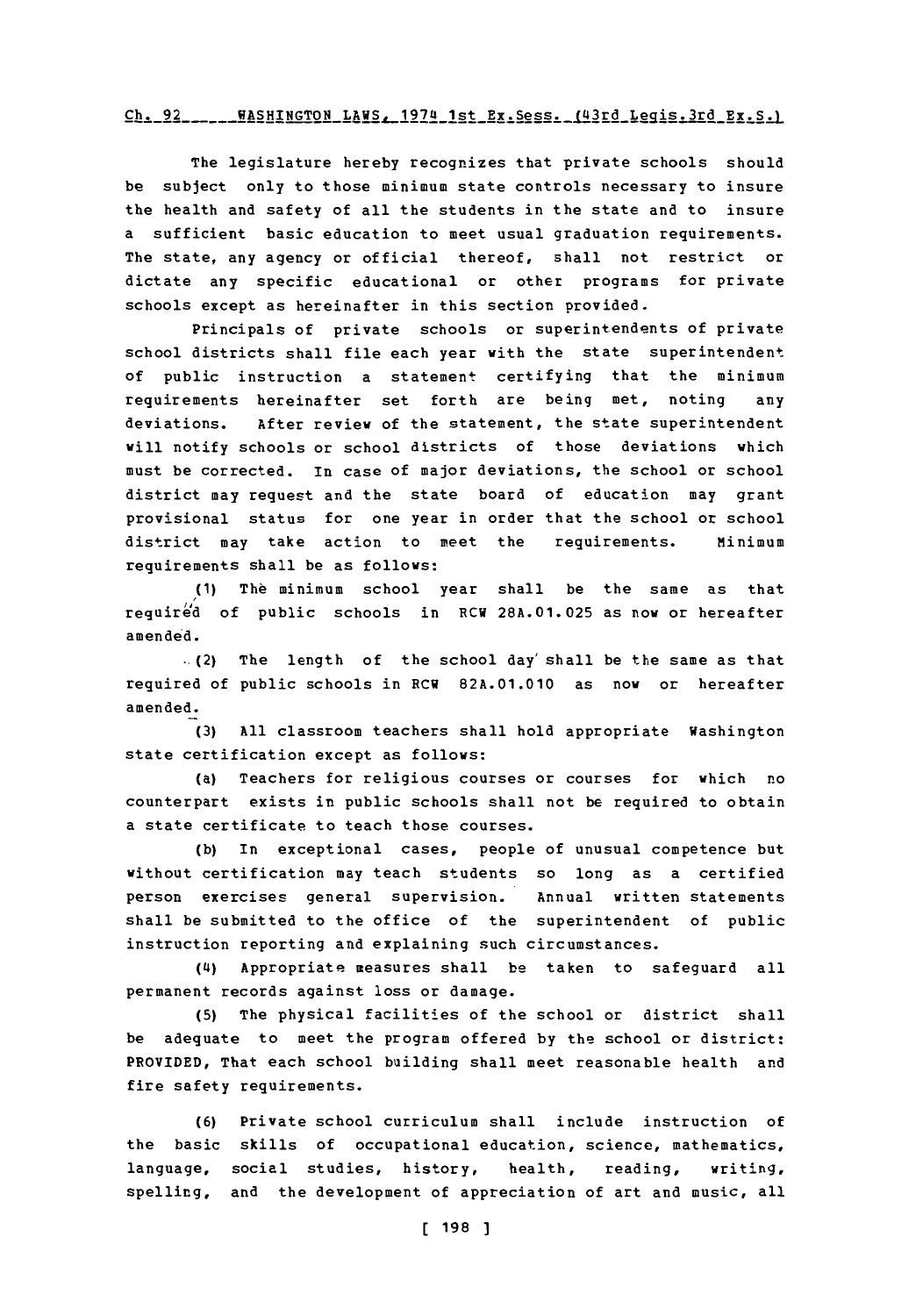The legislature hereby recognizes that private schools should be subject only to those minimum state controls necessary to insure the health and safety of all the students in the state and to insure a sufficient basic education to meet usual graduation requirements. The state, any agency or official thereof, shall not restrict or dictate any specific educational or other programs for private schools except as hereinafter in this section provided.

Principals of private schools or superintendents of private school districts shall file each year with the state superintendent of public instruction a statement certifying that the minimum requirements hereinafter set forth are being met, noting any deviations. After review of the statement, the state superintendent will notify schools or school districts of those deviations which must be corrected. In case of major deviations, the school or school district may request and the state board of education may grant provisional status for one year in order that the school or school district may take action to meet the requirements. Minimum requirements shall be as follows:

(1) The minimum school year shall be the same as that required of public schools in RCW 28A.01.025 as now or hereafter amended.

(2) The length of the school day shall be the same as that required of public schools in RCW 82A.01.010 as now or hereafter amended.

(3) All classroom teachers shall hold appropriate Washington state certification except as follows:

(a) Teachers for religious courses or courses for which no counterpart exists in public schools shall not be required to obtain a state certificate to teach those courses.

(b) In exceptional cases, people of unusual competence but without certification may teach students so long as a certified person exercises general supervision. Annual written statements shall be submitted to the office of the superintendent of public instruction reporting and explaining such circumstances.

(4) Appropriate measures shall be taken to safeguard all permanent records against loss or damage.

(5) The physical facilities of the school or district shall be adequate to meet the program offered by the school or district: PROVIDED, That each school building shall meet reasonable health and fire safety requirements.

(6) Private school curriculum shall include instruction of the basic skills of occupational education, science, mathematics, language, social studies, history, health, reading, writing, spelling, and the development of appreciation of art and music, all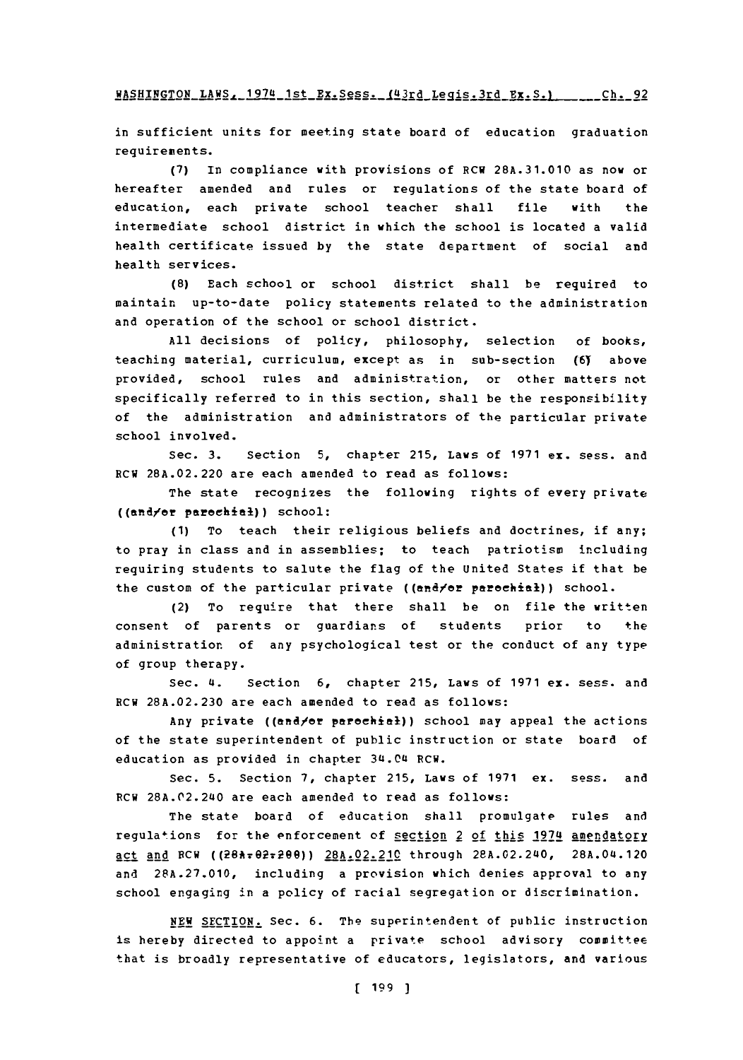in sufficient units for meeting state board of education graduation requirements.

(7) In compliance with provisions of RCW 28A.31.010 as now or hereafter amended and rules or regulations of the state board of education, each private school teacher shall file with the intermediate school district in which the school is located a valid health certificate issued by the state department of social and health services.

(8) Each school or school district shall be required to maintain up-to-date policy statements related to the administration and operation of the school or school district.

All decisions of policy, philosophy, selection of books, teaching material, curriculum, except as in sub-section (6) above provided, school rules and administration, or other matters not specifically referred to in this section, shall be the responsibility of the administration and administrators of the particular private school involved.

Sec. 3. Section 5, chapter 215, Laws of 1971 ex. sess. and RCW 28A.02.220 are each amended to read as follows:

The state recognizes the following rights of every private ((and/or parochial)) school:

(1) To teach their religious beliefs and doctrines, if any; to pray in class and in assemblies; to teach patriotism including requiring students to salute the flag of the United States if that be the custom of the particular private ((and/or parochial)) school.

(2) To require that there shall be on file the written consent of parents or guardians of students prior to the administration of any psychological test or the conduct of any type of group therapy.

Sec. 4. Section 6, chapter 215, Laws of 1971 ex. sess. and RCW 28A.02.230 are each amended to read as follows:

Any private ((and/or parochial)) school may appeal the actions of the state superintendent of public instruction or state board of education as provided in chapter 34.04 RCW.

Sec. 5. Section 7, chapter 215, Laws of 1971 ex. sess. and RCW 28A.02.240 are each amended to read as follows:

The state board of education shall promulgate rules and regulations for the enforcement of <u>section 2 of this 1974 amendatory act and</u> RCW ((28A.02.200)) <u>28A.02.210</u> through 28A.02.240, 28A.04.120 and 28A.27.010, including a provision which denies approval to any school engaging in a policy of racial segregation or discrimination.

<u>NEW SECTION.</u> Sec. 6. The superintendent of public instruction is hereby directed to appoint a private school advisory committee that is broadly representative of educators, legislators, and various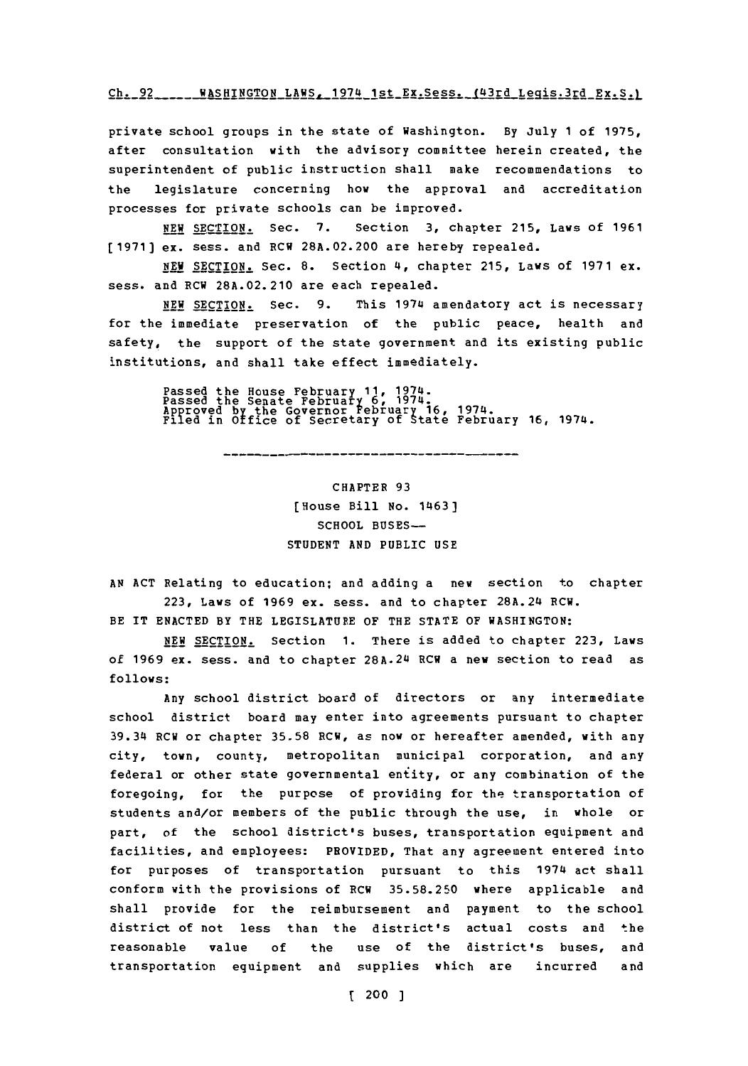private school groups in the state of Washington. By July 1 of 1975, after consultation with the advisory committee herein created, the superintendent of public instruction shall make recommendations to the legislature concerning how the approval and accreditation processes for private schools can be improved.

NEW SECTION. Sec. 7. Section 3, chapter 215, Laws of 1961 [1971] ex. sess. and RCW 28A.02.200 are hereby repealed.

NEW SECTION. Sec. 8. Section 4, chapter 215, Laws of 1971 ex. sess. and RCW 28A.02.210 are each repealed.

NEW SECTION. Sec. 9. This 1974 amendatory act is necessary for the immediate preservation of the public peace, health and safety, the support of the state government and its existing public institutions, and shall take effect immediately.

Passed the House February 11, 1974.
Passed the Senate February 6, 1974.
Approved by the Governor February 16, 1974.
Filed in Office of Secretary of State February 16, 1974.

---

CHAPTER 93
[House Bill No. 1463]
SCHOOL BUSES--
STUDENT AND PUBLIC USE

AN ACT Relating to education; and adding a new section to chapter 223, Laws of 1969 ex. sess. and to chapter 28A.24 RCW.

BE IT ENACTED BY THE LEGISLATURE OF THE STATE OF WASHINGTON:

NEW SECTION. Section 1. There is added to chapter 223, Laws of 1969 ex. sess. and to chapter 28A.24 RCW a new section to read as follows:

Any school district board of directors or any intermediate school district board may enter into agreements pursuant to chapter 39.34 RCW or chapter 35.58 RCW, as now or hereafter amended, with any city, town, county, metropolitan municipal corporation, and any federal or other state governmental entity, or any combination of the foregoing, for the purpose of providing for the transportation of students and/or members of the public through the use, in whole or part, of the school district's buses, transportation equipment and facilities, and employees: PROVIDED, That any agreement entered into for purposes of transportation pursuant to this 1974 act shall conform with the provisions of RCW 35.58.250 where applicable and shall provide for the reimbursement and payment to the school district of not less than the district's actual costs and the reasonable value of the use of the district's buses, and transportation equipment and supplies which are incurred and